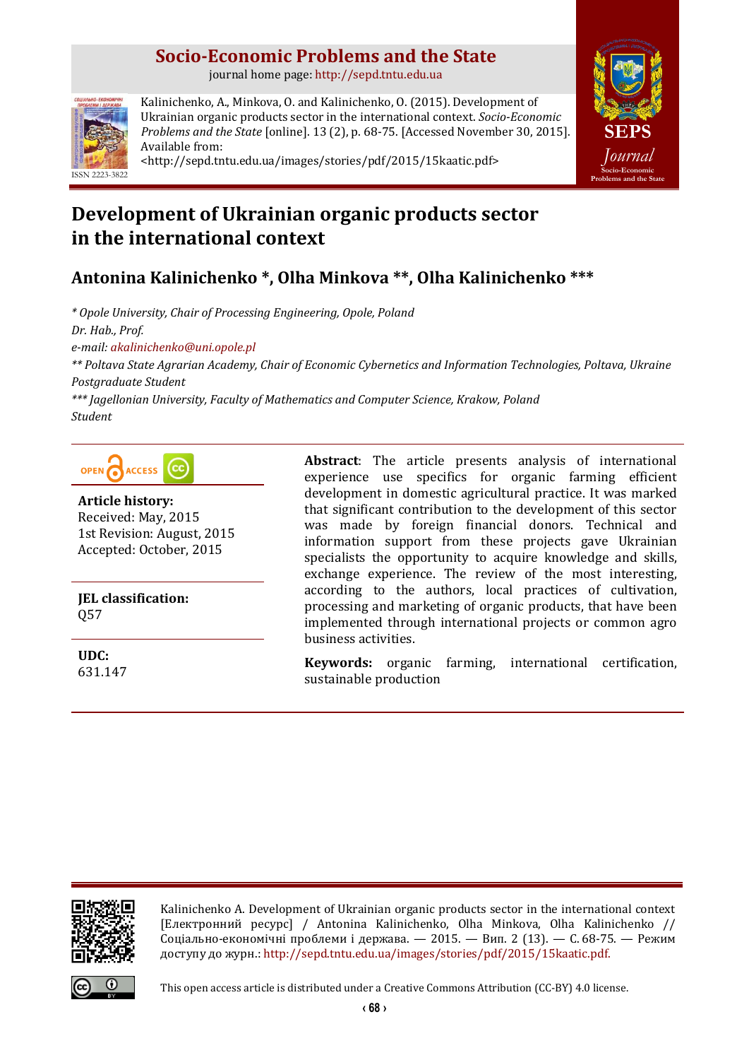# Socio-Economic Problems and the State

journal home page: http://sepd.tntu.edu.ua

Kalinichenko, A., Minkova, O. and Kalinichenko, O. (2015). Development of Ukrainian organic products sector in the international context. *Socio-Economic Problems and the State* [online]. 13 (2), p. 68-75. [Accessed November 30, 2015]. Available from: <http://sepd.tntu.edu.ua/images/stories/pdf/2015/15kaatic.pdf>

ISSN 2223-3822

# Development of Ukrainian organic products sector in the international context

## Antonina Kalinichenko *, Olha Minkova **, Olha Kalinichenko ***

*\* Opole University, Chair of Processing Engineering, Opole, Poland*
*Dr. Hab., Prof.*
*e-mail: akalinichenko@uni.opole.pl*
*\*\* Poltava State Agrarian Academy, Chair of Economic Cybernetics and Information Technologies, Poltava, Ukraine*
*Postgraduate Student*
*\*\*\* Jagellonian University, Faculty of Mathematics and Computer Science, Krakow, Poland*
*Student*

**Article history:**
Received: May, 2015
1st Revision: August, 2015
Accepted: October, 2015

**JEL classification:**
Q57

**UDC:**
631.147

**Abstract**: The article presents analysis of international experience use specifics for organic farming efficient development in domestic agricultural practice. It was marked that significant contribution to the development of this sector was made by foreign financial donors. Technical and information support from these projects gave Ukrainian specialists the opportunity to acquire knowledge and skills, exchange experience. The review of the most interesting, according to the authors, local practices of cultivation, processing and marketing of organic products, that have been implemented through international projects or common agro business activities.

**Keywords:** organic farming, international certification, sustainable production

Kalinichenko A. Development of Ukrainian organic products sector in the international context [Електронний ресурс] / Antonina Kalinichenko, Olha Minkova, Olha Kalinichenko // Соціально-економічні проблеми і держава. — 2015. — Вип. 2 (13). — С. 68-75. — Режим доступу до журн.: http://sepd.tntu.edu.ua/images/stories/pdf/2015/15kaatic.pdf.

This open access article is distributed under a Creative Commons Attribution (CC-BY) 4.0 license.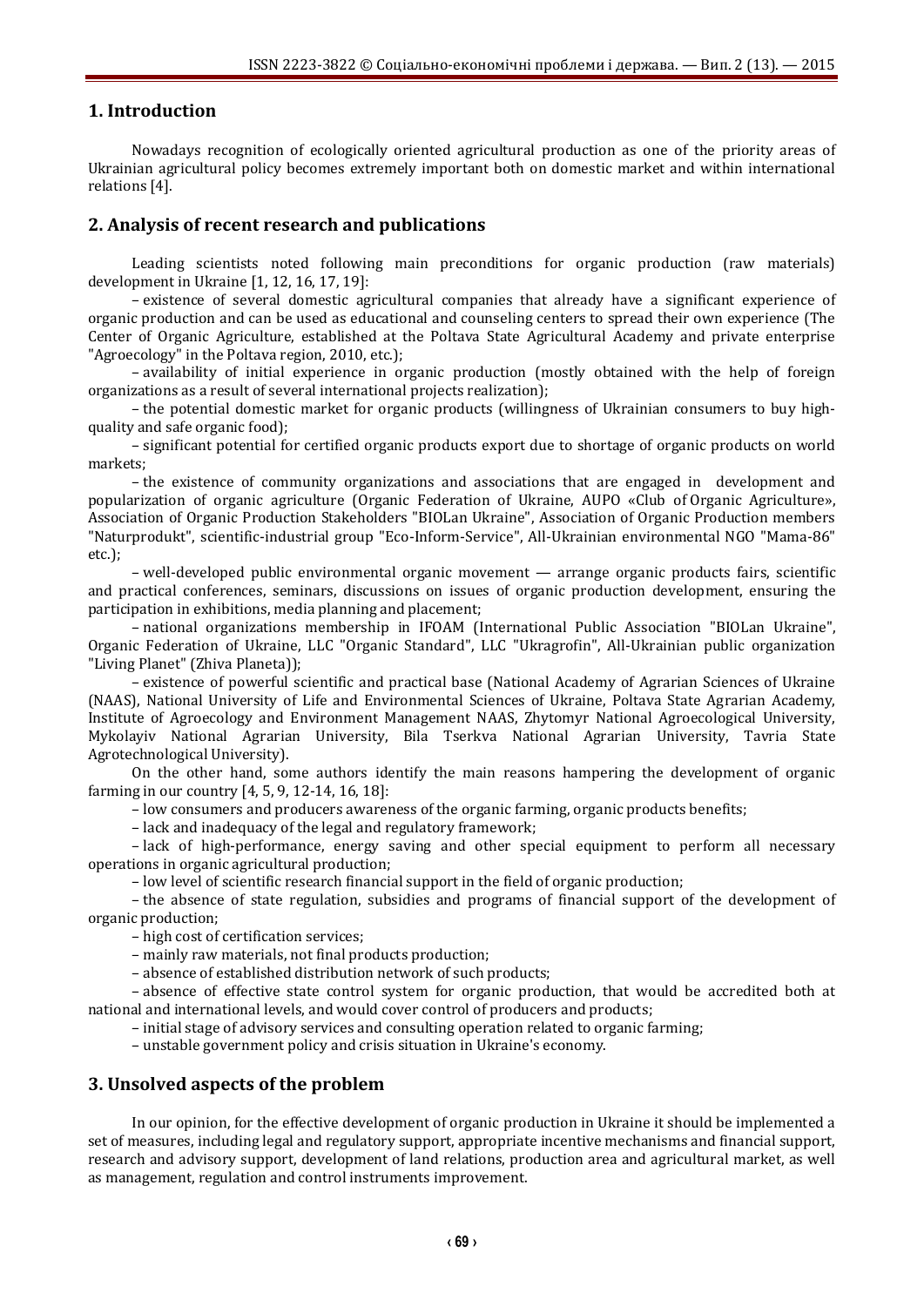## 1. Introduction

Nowadays recognition of ecologically oriented agricultural production as one of the priority areas of Ukrainian agricultural policy becomes extremely important both on domestic market and within international relations [4].

## 2. Analysis of recent research and publications

Leading scientists noted following main preconditions for organic production (raw materials) development in Ukraine [1, 12, 16, 17, 19]:

– existence of several domestic agricultural companies that already have a significant experience of organic production and can be used as educational and counseling centers to spread their own experience (The Center of Organic Agriculture, established at the Poltava State Agricultural Academy and private enterprise "Agroecology" in the Poltava region, 2010, etc.);

– availability of initial experience in organic production (mostly obtained with the help of foreign organizations as a result of several international projects realization);

– the potential domestic market for organic products (willingness of Ukrainian consumers to buy high-quality and safe organic food);

– significant potential for certified organic products export due to shortage of organic products on world markets;

– the existence of community organizations and associations that are engaged in development and popularization of organic agriculture (Organic Federation of Ukraine, AUPO «Club of Organic Agriculture», Association of Organic Production Stakeholders "BIOLan Ukraine", Association of Organic Production members "Naturprodukt", scientific-industrial group "Eco-Inform-Service", All-Ukrainian environmental NGO "Mama-86" etc.);

– well-developed public environmental organic movement — arrange organic products fairs, scientific and practical conferences, seminars, discussions on issues of organic production development, ensuring the participation in exhibitions, media planning and placement;

– national organizations membership in IFOAM (International Public Association "BIOLan Ukraine", Organic Federation of Ukraine, LLC "Organic Standard", LLC "Ukragrofin", All-Ukrainian public organization "Living Planet" (Zhiva Planeta));

– existence of powerful scientific and practical base (National Academy of Agrarian Sciences of Ukraine (NAAS), National University of Life and Environmental Sciences of Ukraine, Poltava State Agrarian Academy, Institute of Agroecology and Environment Management NAAS, Zhytomyr National Agroecological University, Mykolayiv National Agrarian University, Bila Tserkva National Agrarian University, Tavria State Agrotechnological University).

On the other hand, some authors identify the main reasons hampering the development of organic farming in our country [4, 5, 9, 12-14, 16, 18]:

– low consumers and producers awareness of the organic farming, organic products benefits;

– lack and inadequacy of the legal and regulatory framework;

– lack of high-performance, energy saving and other special equipment to perform all necessary operations in organic agricultural production;

– low level of scientific research financial support in the field of organic production;

– the absence of state regulation, subsidies and programs of financial support of the development of organic production;

– high cost of certification services;

– mainly raw materials, not final products production;

– absence of established distribution network of such products;

– absence of effective state control system for organic production, that would be accredited both at national and international levels, and would cover control of producers and products;

– initial stage of advisory services and consulting operation related to organic farming;

– unstable government policy and crisis situation in Ukraine's economy.

## 3. Unsolved aspects of the problem

In our opinion, for the effective development of organic production in Ukraine it should be implemented a set of measures, including legal and regulatory support, appropriate incentive mechanisms and financial support, research and advisory support, development of land relations, production area and agricultural market, as well as management, regulation and control instruments improvement.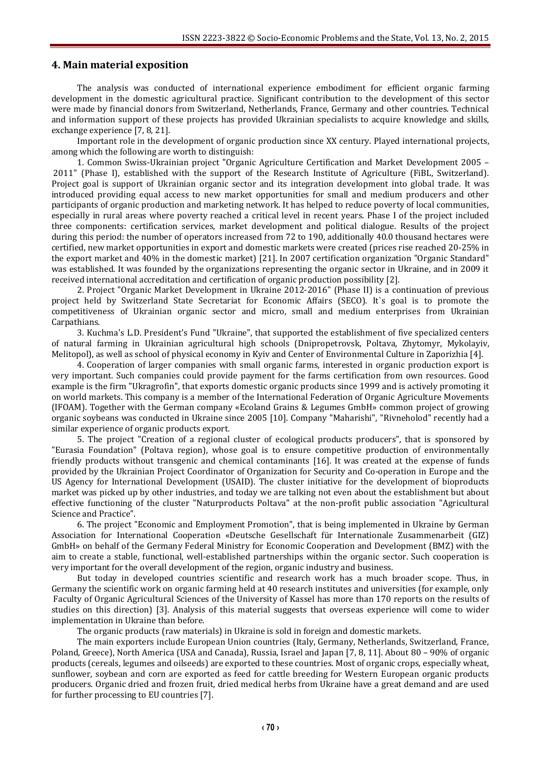## 4. Main material exposition

The analysis was conducted of international experience embodiment for efficient organic farming development in the domestic agricultural practice. Significant contribution to the development of this sector were made by financial donors from Switzerland, Netherlands, France, Germany and other countries. Technical and information support of these projects has provided Ukrainian specialists to acquire knowledge and skills, exchange experience [7, 8, 21].

Important role in the development of organic production since XX century. Played international projects, among which the following are worth to distinguish:

1. Common Swiss-Ukrainian project "Organic Agriculture Certification and Market Development 2005 – 2011" (Phase I), established with the support of the Research Institute of Agriculture (FiBL, Switzerland). Project goal is support of Ukrainian organic sector and its integration development into global trade. It was introduced providing equal access to new market opportunities for small and medium producers and other participants of organic production and marketing network. It has helped to reduce poverty of local communities, especially in rural areas where poverty reached a critical level in recent years. Phase I of the project included three components: certification services, market development and political dialogue. Results of the project during this period: the number of operators increased from 72 to 190, additionally 40.0 thousand hectares were certified, new market opportunities in export and domestic markets were created (prices rise reached 20-25% in the export market and 40% in the domestic market) [21]. In 2007 certification organization "Organic Standard" was established. It was founded by the organizations representing the organic sector in Ukraine, and in 2009 it received international accreditation and certification of organic production possibility [2].

2. Project "Organic Market Development in Ukraine 2012-2016" (Phase II) is a continuation of previous project held by Switzerland State Secretariat for Economic Affairs (SECO). It`s goal is to promote the competitiveness of Ukrainian organic sector and micro, small and medium enterprises from Ukrainian Carpathians.

3. Kuchma's L.D. President's Fund "Ukraine", that supported the establishment of five specialized centers of natural farming in Ukrainian agricultural high schools (Dnipropetrovsk, Poltava, Zhytomyr, Mykolayiv, Melitopol), as well as school of physical economy in Kyiv and Center of Environmental Culture in Zaporizhia [4].

4. Cooperation of larger companies with small organic farms, interested in organic production export is very important. Such companies could provide payment for the farms certification from own resources. Good example is the firm "Ukragrofin", that exports domestic organic products since 1999 and is actively promoting it on world markets. This company is a member of the International Federation of Organic Agriculture Movements (IFOAM). Together with the German company «Ecoland Grains & Legumes GmbH» common project of growing organic soybeans was conducted in Ukraine since 2005 [10]. Company "Maharishi", "Rivneholod" recently had a similar experience of organic products export.

5. The project "Creation of a regional cluster of ecological products producers", that is sponsored by "Eurasia Foundation" (Poltava region), whose goal is to ensure competitive production of environmentally friendly products without transgenic and chemical contaminants [16]. It was created at the expense of funds provided by the Ukrainian Project Coordinator of Organization for Security and Co-operation in Europe and the US Agency for International Development (USAID). The cluster initiative for the development of bioproducts market was picked up by other industries, and today we are talking not even about the establishment but about effective functioning of the cluster "Naturproducts Poltava" at the non-profit public association "Agricultural Science and Practice".

6. The project "Economic and Employment Promotion", that is being implemented in Ukraine by German Association for International Cooperation «Deutsche Gesellschaft für Internationale Zusammenarbeit (GIZ) GmbH» on behalf of the Germany Federal Ministry for Economic Cooperation and Development (BMZ) with the aim to create a stable, functional, well-established partnerships within the organic sector. Such cooperation is very important for the overall development of the region, organic industry and business.

But today in developed countries scientific and research work has a much broader scope. Thus, in Germany the scientific work on organic farming held at 40 research institutes and universities (for example, only Faculty of Organic Agricultural Sciences of the University of Kassel has more than 170 reports on the results of studies on this direction) [3]. Analysis of this material suggests that overseas experience will come to wider implementation in Ukraine than before.

The organic products (raw materials) in Ukraine is sold in foreign and domestic markets.

The main exporters include European Union countries (Italy, Germany, Netherlands, Switzerland, France, Poland, Greece), North America (USA and Canada), Russia, Israel and Japan [7, 8, 11]. About 80 – 90% of organic products (cereals, legumes and oilseeds) are exported to these countries. Most of organic crops, especially wheat, sunflower, soybean and corn are exported as feed for cattle breeding for Western European organic products producers. Organic dried and frozen fruit, dried medical herbs from Ukraine have a great demand and are used for further processing to EU countries [7].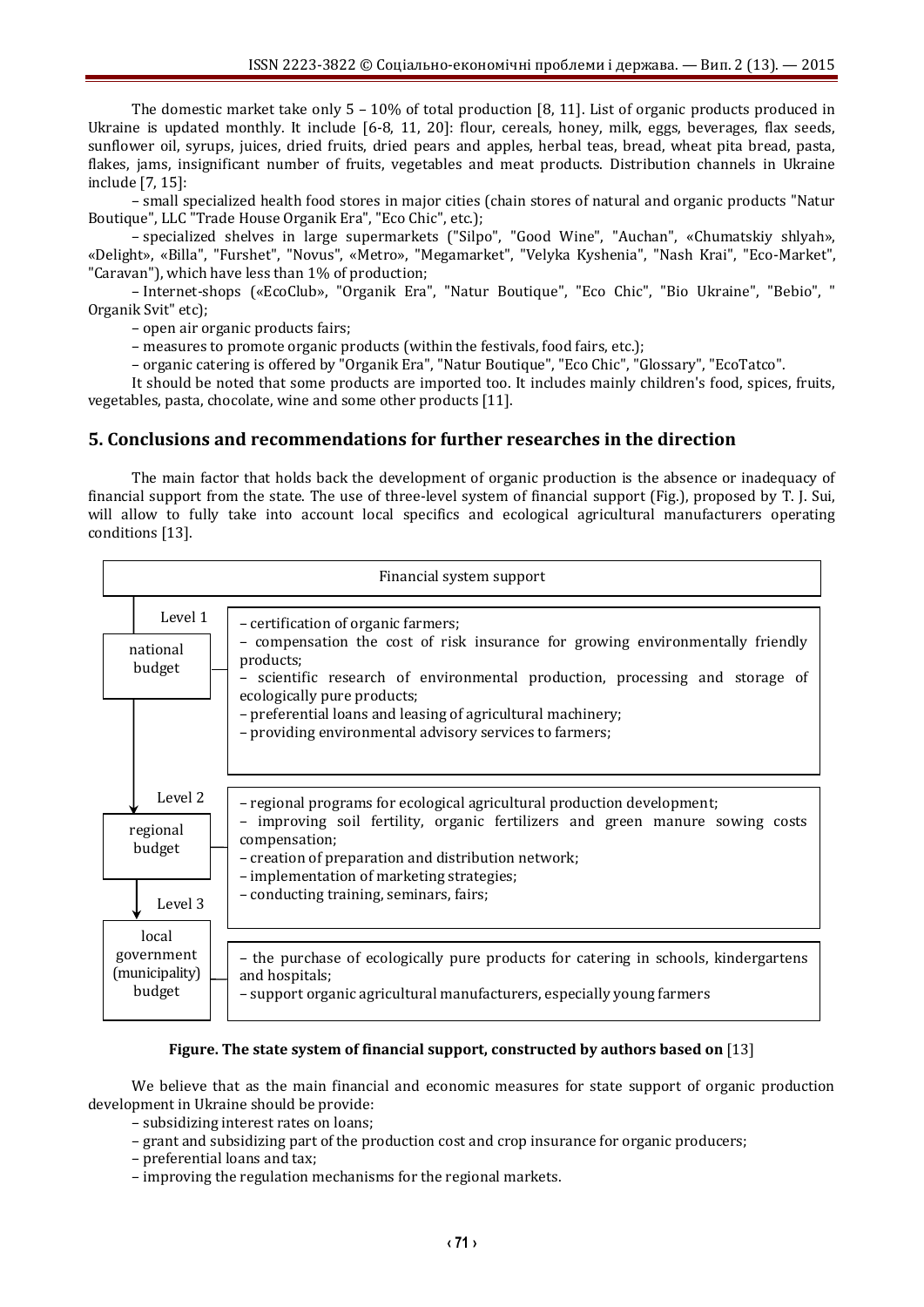The domestic market take only 5 – 10% of total production [8, 11]. List of organic products produced in Ukraine is updated monthly. It include [6-8, 11, 20]: flour, cereals, honey, milk, eggs, beverages, flax seeds, sunflower oil, syrups, juices, dried fruits, dried pears and apples, herbal teas, bread, wheat pita bread, pasta, flakes, jams, insignificant number of fruits, vegetables and meat products. Distribution channels in Ukraine include [7, 15]:

– small specialized health food stores in major cities (chain stores of natural and organic products "Natur Boutique", LLC "Trade House Organik Era", "Eco Chic", etc.);

– specialized shelves in large supermarkets ("Silpo", "Good Wine", "Auchan", «Chumatskiy shlyah», «Delight», «Billa", "Furshet", "Novus", «Metro», "Megamarket", "Velyka Kyshenia", "Nash Krai", "Eco-Market", "Caravan"), which have less than 1% of production;

– Internet-shops («EcoClub», "Organik Era", "Natur Boutique", "Eco Chic", "Bio Ukraine", "Bebio", " Organik Svit" etc);

– open air organic products fairs;

– measures to promote organic products (within the festivals, food fairs, etc.);

– organic catering is offered by "Organik Era", "Natur Boutique", "Eco Chic", "Glossary", "EcoTatco".

It should be noted that some products are imported too. It includes mainly children's food, spices, fruits, vegetables, pasta, chocolate, wine and some other products [11].

## 5. Conclusions and recommendations for further researches in the direction

The main factor that holds back the development of organic production is the absence or inadequacy of financial support from the state. The use of three-level system of financial support (Fig.), proposed by T. J. Sui, will allow to fully take into account local specifics and ecological agricultural manufacturers operating conditions [13].

**Financial system support**

| Level | Budget | Measures |
| --- | --- | --- |
| Level 1 | national budget | – certification of organic farmers;<br>– compensation the cost of risk insurance for growing environmentally friendly products;<br>– scientific research of environmental production, processing and storage of ecologically pure products;<br>– preferential loans and leasing of agricultural machinery;<br>– providing environmental advisory services to farmers; |
| Level 2 | regional budget | – regional programs for ecological agricultural production development;<br>– improving soil fertility, organic fertilizers and green manure sowing costs compensation;<br>– creation of preparation and distribution network;<br>– implementation of marketing strategies;<br>– conducting training, seminars, fairs; |
| Level 3 | local government (municipality) budget | – the purchase of ecologically pure products for catering in schools, kindergartens and hospitals;<br>– support organic agricultural manufacturers, especially young farmers |

**Figure. The state system of financial support, constructed by authors based on** [13]

We believe that as the main financial and economic measures for state support of organic production development in Ukraine should be provide:

– subsidizing interest rates on loans;

– grant and subsidizing part of the production cost and crop insurance for organic producers;

– preferential loans and tax;

– improving the regulation mechanisms for the regional markets.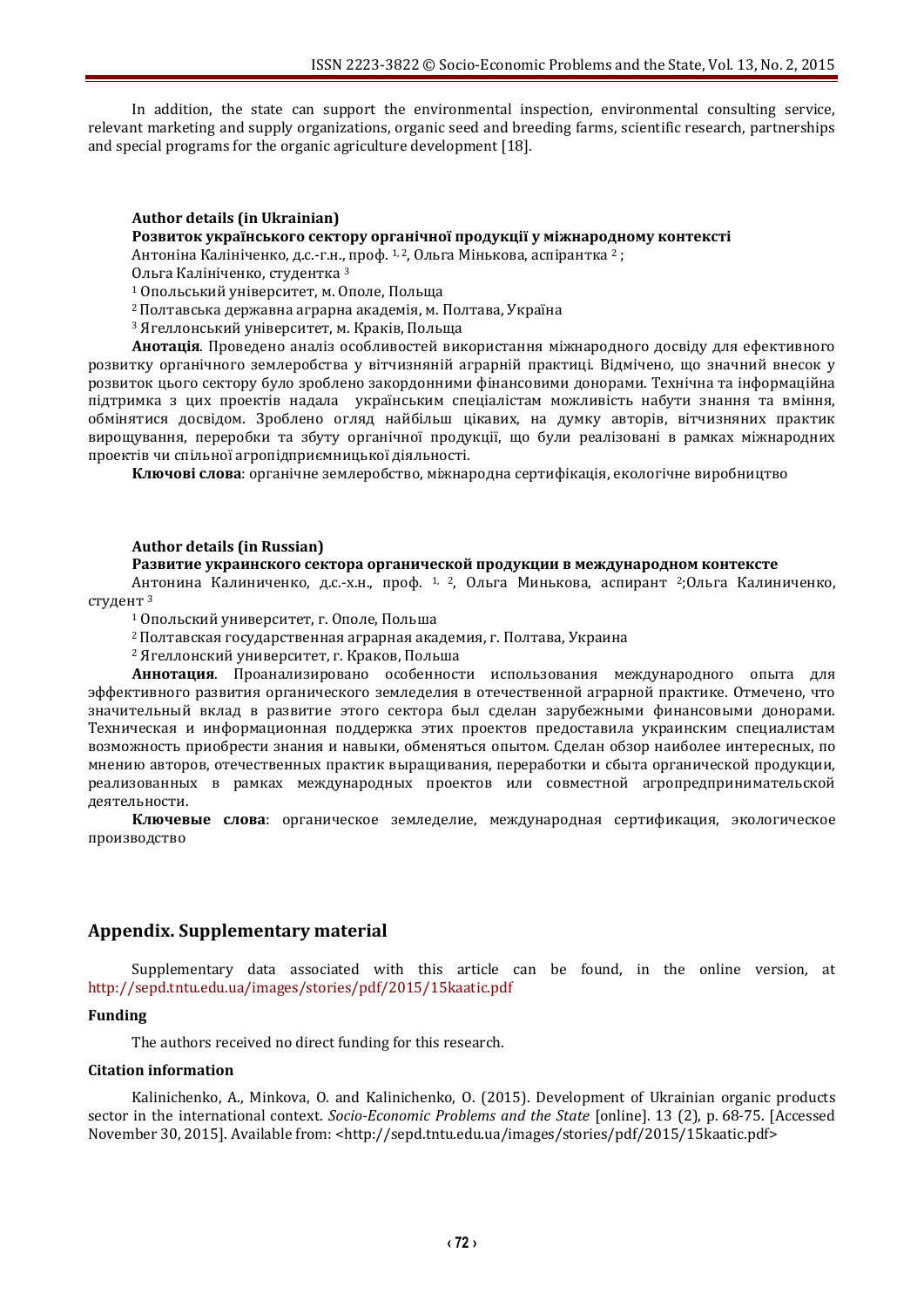In addition, the state can support the environmental inspection, environmental consulting service, relevant marketing and supply organizations, organic seed and breeding farms, scientific research, partnerships and special programs for the organic agriculture development [18].

**Author details (in Ukrainian)**

**Розвиток українського сектору органічної продукції у міжнародному контексті**

Антоніна Калініченко, д.с.-г.н., проф. [1, 2], Ольга Мінькова, аспірантка [2];
Ольга Калініченко, студентка [3]

[1] Опольський університет, м. Ополе, Польща

[2] Полтавська державна аграрна академія, м. Полтава, Україна

[3] Ягеллонський університет, м. Краків, Польща

**Анотація**. Проведено аналіз особливостей використання міжнародного досвіду для ефективного розвитку органічного землеробства у вітчизняній аграрній практиці. Відмічено, що значний внесок у розвиток цього сектору було зроблено закордонними фінансовими донорами. Технічна та інформаційна підтримка з цих проектів надала українським спеціалістам можливість набути знання та вміння, обмінятися досвідом. Зроблено огляд найбільш цікавих, на думку авторів, вітчизняних практик вирощування, переробки та збуту органічної продукції, що були реалізовані в рамках міжнародних проектів чи спільної агропідприємницької діяльності.

**Ключові слова**: органічне землеробство, міжнародна сертифікація, екологічне виробництво

**Author details (in Russian)**

**Развитие украинского сектора органической продукции в международном контексте**

Антонина Калиниченко, д.с.-х.н., проф. [1, 2], Ольга Минькова, аспирант [2]; Ольга Калиниченко, студент [3]

[1] Опольський университет, г. Ополе, Польша

[2] Полтавская государственная аграрная академия, г. Полтава, Украина

[2] Ягеллонский университет, г. Краков, Польша

**Аннотация**. Проанализировано особенности использования международного опыта для эффективного развития органического земледелия в отечественной аграрной практике. Отмечено, что значительный вклад в развитие этого сектора был сделан зарубежными финансовыми донорами. Техническая и информационная поддержка этих проектов предоставила украинским специалистам возможность приобрести знания и навыки, обменяться опытом. Сделан обзор наиболее интересных, по мнению авторов, отечественных практик выращивания, переработки и сбыта органической продукции, реализованных в рамках международных проектов или совместной агропредпринимательской деятельности.

**Ключевые слова**: органическое земледелие, международная сертификация, экологическое производство

## Appendix. Supplementary material

Supplementary data associated with this article can be found, in the online version, at http://sepd.tntu.edu.ua/images/stories/pdf/2015/15kaatic.pdf

### Funding

The authors received no direct funding for this research.

### Citation information

Kalinichenko, A., Minkova, O. and Kalinichenko, O. (2015). Development of Ukrainian organic products sector in the international context. *Socio-Economic Problems and the State* [online]. 13 (2), p. 68-75. [Accessed November 30, 2015]. Available from: <http://sepd.tntu.edu.ua/images/stories/pdf/2015/15kaatic.pdf>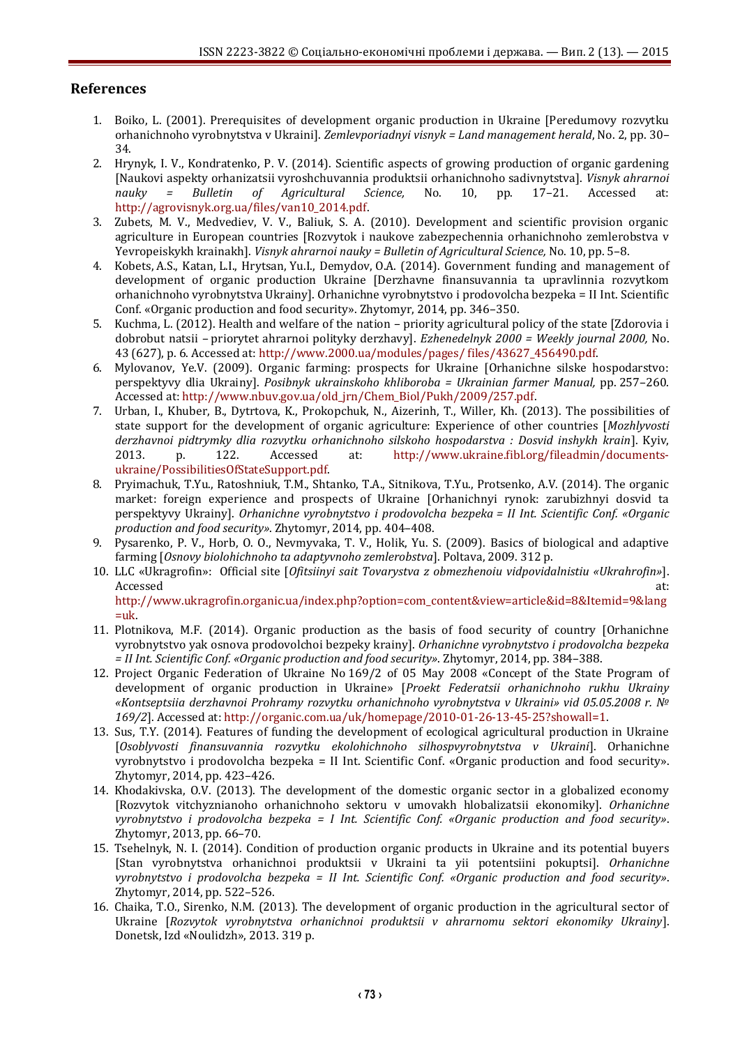## References

1. Boiko, L. (2001). Prerequisites of development organic production in Ukraine [Peredumovy rozvytku orhanichnoho vyrobnytstva v Ukraini]. *Zemlevporiadnyi visnyk = Land management herald*, No. 2, pp. 30–34.
2. Hrynyk, I. V., Kondratenko, P. V. (2014). Scientific aspects of growing production of organic gardening [Naukovi aspekty orhanizatsii vyroshchuvannia produktsii orhanichnoho sadivnytstva]. *Visnyk ahrarnoi nauky = Bulletin of Agricultural Science,* No. 10, pp. 17–21. Accessed at: http://agrovisnyk.org.ua/files/van10_2014.pdf.
3. Zubets, M. V., Medvediev, V. V., Baliuk, S. A. (2010). Development and scientific provision organic agriculture in European countries [Rozvytok i naukove zabezpechennia orhanichnoho zemlerobstva v Yevropeiskykh krainakh]. *Visnyk ahrarnoi nauky = Bulletin of Agricultural Science,* No. 10, pp. 5–8.
4. Kobets, A.S., Katan, L.I., Hrytsan, Yu.I., Demydov, O.A. (2014). Government funding and management of development of organic production Ukraine [Derzhavne finansuvannia ta upravlinnia rozvytkom orhanichnoho vyrobnytstva Ukrainy]. Orhanichne vyrobnytstvo i prodovolcha bezpeka = II Int. Scientific Conf. «Organic production and food security». Zhytomyr, 2014, pp. 346–350.
5. Kuchma, L. (2012). Health and welfare of the nation – priority agricultural policy of the state [Zdorovia i dobrobut natsii – priorytet ahrarnoi polityky derzhavy]. *Ezhenedelnyk 2000 = Weekly journal 2000,* No. 43 (627), p. 6. Accessed at: http://www.2000.ua/modules/pages/ files/43627_456490.pdf.
6. Mylovanov, Ye.V. (2009). Organic farming: prospects for Ukraine [Orhanichne silske hospodarstvo: perspektyvy dlia Ukrainy]. *Posibnyk ukrainskoho khliboroba = Ukrainian farmer Manual,* pp. 257–260. Accessed at: http://www.nbuv.gov.ua/old_jrn/Chem_Biol/Pukh/2009/257.pdf.
7. Urban, I., Khuber, B., Dytrtova, K., Prokopchuk, N., Aizerinh, T., Willer, Kh. (2013). The possibilities of state support for the development of organic agriculture: Experience of other countries [*Mozhlyvosti derzhavnoi pidtrymky dlia rozvytku orhanichnoho silskoho hospodarstva : Dosvid inshykh krain*]. Kyiv, 2013. p. 122. Accessed at: http://www.ukraine.fibl.org/fileadmin/documents-ukraine/PossibilitiesOfStateSupport.pdf.
8. Pryimachuk, T.Yu., Ratoshniuk, T.M., Shtanko, T.A., Sitnikova, T.Yu., Protsenko, A.V. (2014). The organic market: foreign experience and prospects of Ukraine [Orhanichnyi rynok: zarubizhnyi dosvid ta perspektyvy Ukrainy]. *Orhanichne vyrobnytstvo i prodovolcha bezpeka = II Int. Scientific Conf. «Organic production and food security»*. Zhytomyr, 2014, pp. 404–408.
9. Pysarenko, P. V., Horb, O. O., Nevmyvaka, T. V., Holik, Yu. S. (2009). Basics of biological and adaptive farming [*Osnovy biolohichnoho ta adaptyvnoho zemlerobstva*]. Poltava, 2009. 312 p.
10. LLC «Ukragrofin»: Official site [*Ofitsiinyi sait Tovarystva z obmezhenoiu vidpovidalnistiu «Ukrahrofin»*]. Accessed at: http://www.ukragrofin.organic.ua/index.php?option=com_content&view=article&id=8&Itemid=9&lang=uk.
11. Plotnikova, M.F. (2014). Organic production as the basis of food security of country [Orhanichne vyrobnytstvo yak osnova prodovolchoi bezpeky krainy]. *Orhanichne vyrobnytstvo i prodovolcha bezpeka = II Int. Scientific Conf. «Organic production and food security»*. Zhytomyr, 2014, pp. 384–388.
12. Project Organic Federation of Ukraine No 169/2 of 05 May 2008 «Concept of the State Program of development of organic production in Ukraine» [*Proekt Federatsii orhanichnoho rukhu Ukrainy «Kontseptsiia derzhavnoi Prohramy rozvytku orhanichnoho vyrobnytstva v Ukraini» vid 05.05.2008 r. № 169/2*]. Accessed at: http://organic.com.ua/uk/homepage/2010-01-26-13-45-25?showall=1.
13. Sus, T.Y. (2014). Features of funding the development of ecological agricultural production in Ukraine [*Osoblyvosti finansuvannia rozvytku ekolohichnoho silhospvyrobnytstva v Ukraini*]. Orhanichne vyrobnytstvo i prodovolcha bezpeka = II Int. Scientific Conf. «Organic production and food security». Zhytomyr, 2014, pp. 423–426.
14. Khodakivska, O.V. (2013). The development of the domestic organic sector in a globalized economy [Rozvytok vitchyznianoho orhanichnoho sektoru v umovakh hlobalizatsii ekonomiky]. *Orhanichne vyrobnytstvo i prodovolcha bezpeka = I Int. Scientific Conf. «Organic production and food security»*. Zhytomyr, 2013, pp. 66–70.
15. Tsehelnyk, N. I. (2014). Condition of production organic products in Ukraine and its potential buyers [Stan vyrobnytstva orhanichnoi produktsii v Ukraini ta yii potentsiini pokuptsi]. *Orhanichne vyrobnytstvo i prodovolcha bezpeka = II Int. Scientific Conf. «Organic production and food security»*. Zhytomyr, 2014, pp. 522–526.
16. Chaika, T.O., Sirenko, N.M. (2013). The development of organic production in the agricultural sector of Ukraine [*Rozvytok vyrobnytstva orhanichnoi produktsii v ahrarnomu sektori ekonomiky Ukrainy*]. Donetsk, Izd «Noulidzh», 2013. 319 p.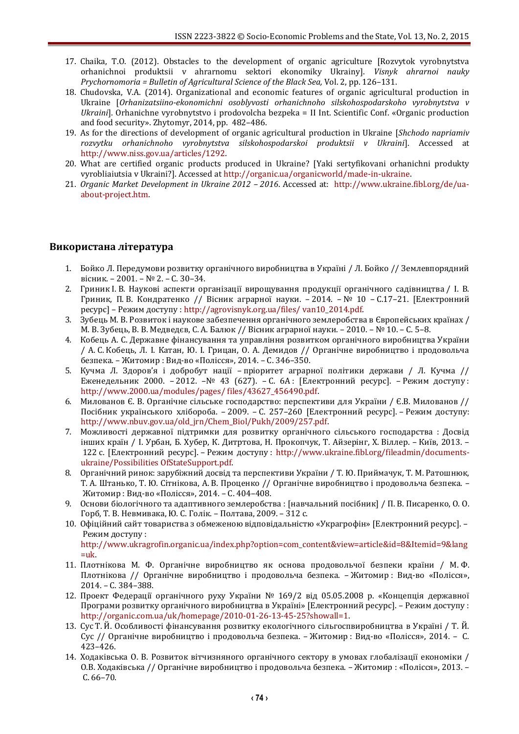17. Chaika, T.O. (2012). Obstacles to the development of organic agriculture [Rozvytok vyrobnytstva orhanichnoi produktsii v ahrarnomu sektori ekonomiky Ukrainy]. *Visnyk ahrarnoi nauky Prychornomoria = Bulletin of Agricultural Science of the Black Sea,* Vol. 2, pp. 126–131.
18. Chudovska, V.A. (2014). Organizational and economic features of organic agricultural production in Ukraine [*Orhanizatsiino-ekonomichni osoblyvosti orhanichnoho silskohospodarskoho vyrobnytstva v Ukraini*]. Orhanichne vyrobnytstvo i prodovolcha bezpeka = II Int. Scientific Conf. «Organic production and food security». Zhytomyr, 2014, pp. 482–486.
19. As for the directions of development of organic agricultural production in Ukraine [*Shchodo napriamiv rozvytku orhanichnoho vyrobnytstva silskohospodarskoi produktsii v Ukraini*]. Accessed at http://www.niss.gov.ua/articles/1292.
20. What are certified organic products produced in Ukraine? [Yaki sertyfikovani orhanichni produkty vyrobliaiutsia v Ukraini?]. Accessed at http://organic.ua/organicworld/made-in-ukraine.
21. *Organic Market Development in Ukraine 2012 – 2016*. Accessed at: http://www.ukraine.fibl.org/de/ua-about-project.htm.

## Використана література

1. Бойко Л. Передумови розвитку органічного виробництва в Україні / Л. Бойко // Землевпорядний вісник. – 2001. – № 2. – С. 30–34.
2. Гриник І. В. Наукові аспекти організації вирощування продукції органічного садівництва / І. В. Гриник, П. В. Кондратенко // Вісник аграрної науки. – 2014. – № 10 – С.17–21. [Електронний ресурс] – Режим доступу : http://agrovisnyk.org.ua/files/ van10_2014.pdf.
3. Зубець М. В. Розвиток і наукове забезпечення органічного землеробства в Європейських країнах / М. В. Зубець, В. В. Медведєв, С. А. Балюк // Вісник аграрної науки. – 2010. – № 10. – С. 5–8.
4. Кобець А. С. Державне фінансування та управління розвитком органічного виробництва України / А. С. Кобець, Л. І. Катан, Ю. І. Грицан, О. А. Демидов // Органічне виробництво і продовольча безпека. – Житомир : Вид-во «Полісся», 2014. – С. 346–350.
5. Кучма Л. Здоров'я і добробут нації – пріоритет аграрної політики держави / Л. Кучма // Еженедельник 2000. – 2012. –№ 43 (627). – С. 6А : [Електронний ресурс]. – Режим доступу : http://www.2000.ua/modules/pages/ files/43627_456490.pdf.
6. Милованов Є. В. Органічне сільське господарство: перспективи для України / Є.В. Милованов // Посібник українського хлібороба. – 2009. – С. 257–260 [Електронний ресурс]. – Режим доступу: http://www.nbuv.gov.ua/old_jrn/Chem_Biol/Pukh/2009/257.pdf.
7. Можливості державної підтримки для розвитку органічного сільського господарства : Досвід інших країн / І. Урбан, Б. Хубер, К. Дитртова, Н. Прокопчук, Т. Айзерінг, Х. Віллер. – Київ, 2013. – 122 с. [Електронний ресурс]. – Режим доступу : http://www.ukraine.fibl.org/fileadmin/documents-ukraine/Possibilities OfStateSupport.pdf.
8. Органічний ринок: зарубіжний досвід та перспективи України / Т. Ю. Приймачук, Т. М. Ратошнюк, Т. А. Штанько, Т. Ю. Сітнікова, А. В. Проценко // Органічне виробництво і продовольча безпека. – Житомир : Вид-во «Полісся», 2014. – С. 404–408.
9. Основи біологічного та адаптивного землеробства : [навчальний посібник] / П. В. Писаренко, О. О. Горб, Т. В. Невмивака, Ю. С. Голік. – Полтава, 2009. – 312 с.
10. Офіційний сайт товариства з обмеженою відповідальністю «Украгрофін» [Електронний ресурс]. – Режим доступу : http://www.ukragrofin.organic.ua/index.php?option=com_content&view=article&id=8&Itemid=9&lang=uk.
11. Плотнікова М. Ф. Органічне виробництво як основа продовольчої безпеки країни / М. Ф. Плотнікова // Органічне виробництво і продовольча безпека. – Житомир : Вид-во «Полісся», 2014. – С. 384–388.
12. Проект Федерації органічного руху України № 169/2 від 05.05.2008 р. «Концепція державної Програми розвитку органічного виробництва в Україні» [Електронний ресурс]. – Режим доступу : http://organic.com.ua/uk/homepage/2010-01-26-13-45-25?showall=1.
13. Сус Т. Й. Особливості фінансування розвитку екологічного сільгоспвиробництва в Україні / Т. Й. Сус // Органічне виробництво і продовольча безпека. – Житомир : Вид-во «Полісся», 2014. – С. 423–426.
14. Ходаківська О. В. Розвиток вітчизняного органічного сектору в умовах глобалізації економіки / О.В. Ходаківська // Органічне виробництво і продовольча безпека. – Житомир : «Полісся», 2013. – С. 66–70.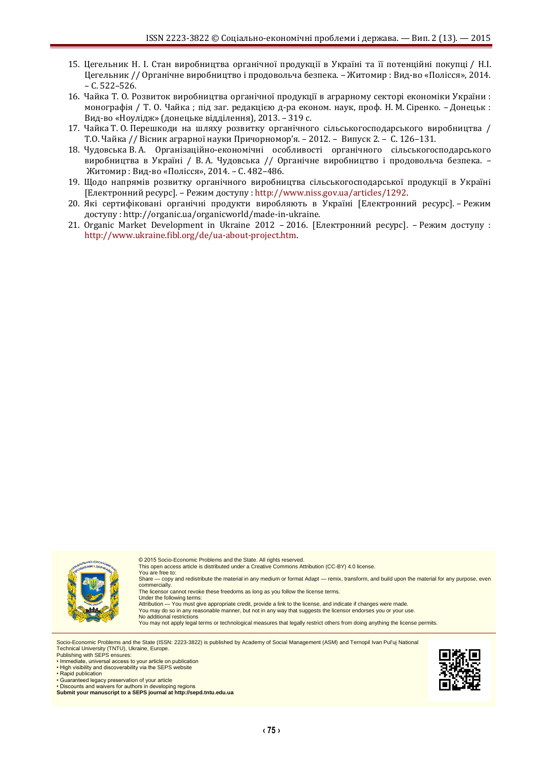15. Цегельник Н. І. Стан виробництва органічної продукції в Україні та її потенційні покупці / Н.І. Цегельник // Органічне виробництво і продовольча безпека. – Житомир : Вид-во «Полісся», 2014. – С. 522–526.
16. Чайка Т. О. Розвиток виробництва органічної продукції в аграрному секторі економіки України : монографія / Т. О. Чайка ; під заг. редакцією д-ра економ. наук, проф. Н. М. Сіренко. – Донецьк : Вид-во «Ноулідж» (донецьке відділення), 2013. – 319 с.
17. Чайка Т. О. Перешкоди на шляху розвитку органічного сільськогосподарського виробництва / Т.О. Чайка // Вісник аграрної науки Причорномор'я. – 2012. – Випуск 2. – С. 126–131.
18. Чудовська В. А. Організаційно-економічні особливості органічного сільськогосподарського виробництва в Україні / В. А. Чудовська // Органічне виробництво і продовольча безпека. – Житомир : Вид-во «Полісся», 2014. – С. 482–486.
19. Щодо напрямів розвитку органічного виробництва сільськогосподарської продукції в Україні [Електронний ресурс]. – Режим доступу : http://www.niss.gov.ua/articles/1292.
20. Які сертифіковані органічні продукти виробляють в Україні [Електронний ресурс]. – Режим доступу : http://organic.ua/organicworld/made-in-ukraine.
21. Organic Market Development in Ukraine 2012 – 2016. [Електронний ресурс]. – Режим доступу : http://www.ukraine.fibl.org/de/ua-about-project.htm.

© 2015 Socio-Economic Problems and the State. All rights reserved.
This open access article is distributed under a Creative Commons Attribution (CC-BY) 4.0 license.
You are free to:
Share — copy and redistribute the material in any medium or format Adapt — remix, transform, and build upon the material for any purpose, even commercially.
The licensor cannot revoke these freedoms as long as you follow the license terms.
Under the following terms:
Attribution — You must give appropriate credit, provide a link to the license, and indicate if changes were made.
You may do so in any reasonable manner, but not in any way that suggests the licensor endorses you or your use.
No additional restrictions
You may not apply legal terms or technological measures that legally restrict others from doing anything the license permits.

Socio-Economic Problems and the State (ISSN: 2223-3822) is published by Academy of Social Management (ASM) and Ternopil Ivan Pul'uj National Technical University (TNTU), Ukraine, Europe.
Publishing with SEPS ensures:
- Immediate, universal access to your article on publication
- High visibility and discoverability via the SEPS website
- Rapid publication
- Guaranteed legacy preservation of your article
- Discounts and waivers for authors in developing regions

**Submit your manuscript to a SEPS journal at http://sepd.tntu.edu.ua**